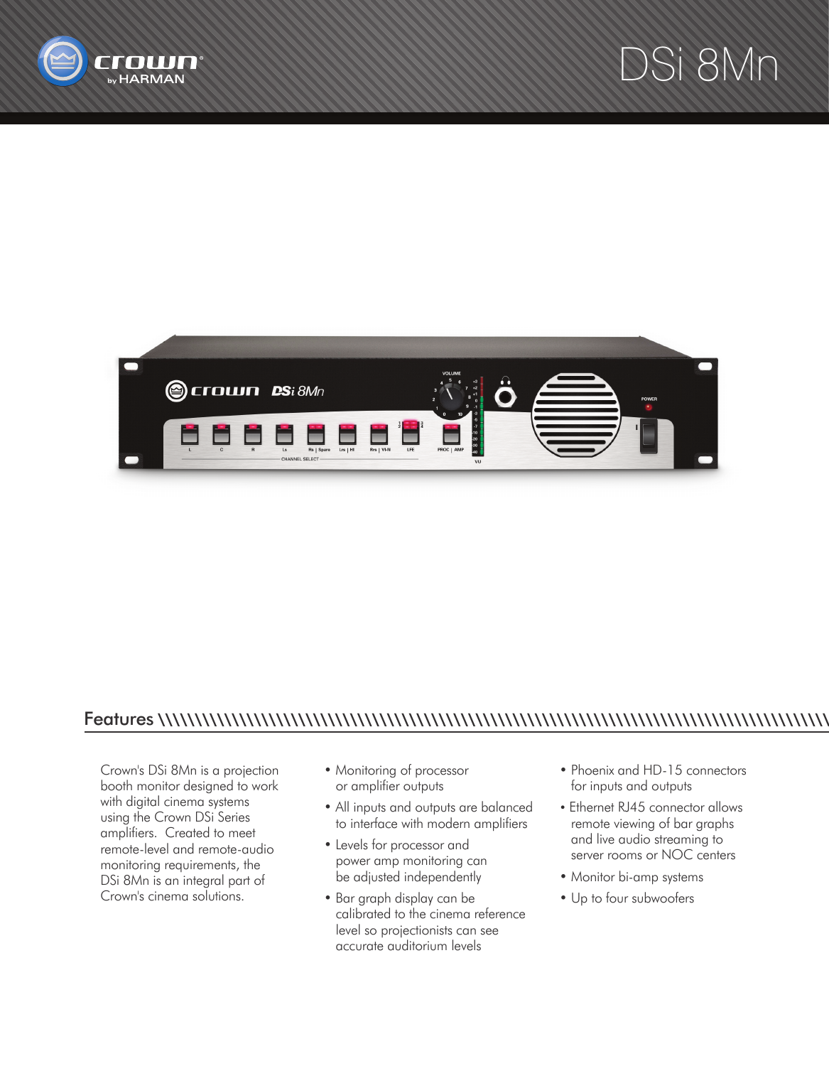# DSi 8Mn

## Features

Crown's DSi 8Mn is a projection booth monitor designed to work with digital cinema systems using the Crown DSi Series amplifiers. Created to meet remote-level and remote-audio monitoring requirements, the DSi 8Mn is an integral part of Crown's cinema solutions.

- Monitoring of processor or amplifier outputs
- All inputs and outputs are balanced to interface with modern amplifiers
- Levels for processor and power amp monitoring can be adjusted independently
- Bar graph display can be calibrated to the cinema reference level so projectionists can see accurate auditorium levels
- Phoenix and HD-15 connectors for inputs and outputs
- Ethernet RJ45 connector allows remote viewing of bar graphs and live audio streaming to server rooms or NOC centers
- Monitor bi-amp systems
- Up to four subwoofers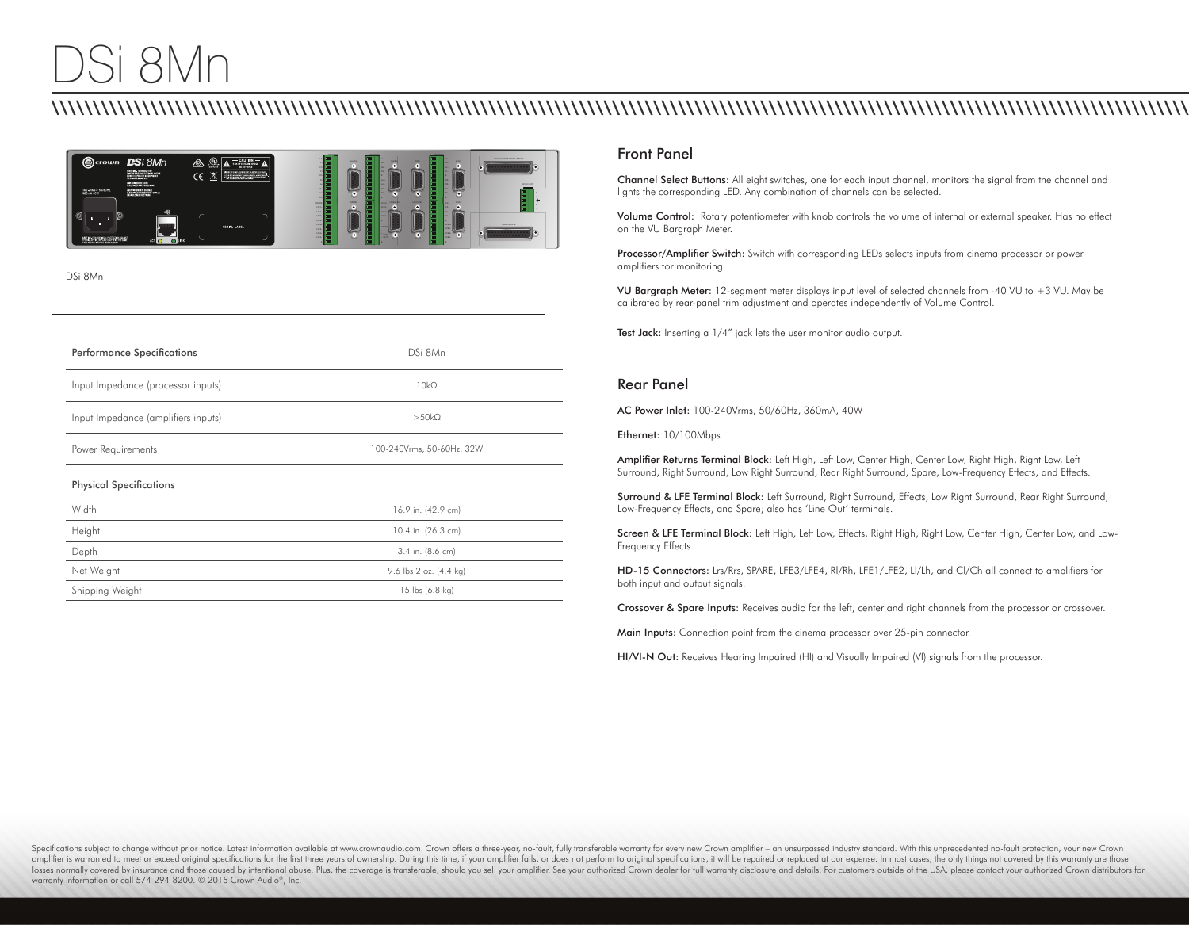# DSi 8Mn

DSi 8Mn

| Performance Specifications | DSi 8Mn |
|---|---|
| Input Impedance (processor inputs) | 10kΩ |
| Input Impedance (amplifiers inputs) | >50kΩ |
| Power Requirements | 100-240Vrms, 50-60Hz, 32W |
| **Physical Specifications** | |
| Width | 16.9 in. (42.9 cm) |
| Height | 10.4 in. (26.3 cm) |
| Depth | 3.4 in. (8.6 cm) |
| Net Weight | 9.6 lbs 2 oz. (4.4 kg) |
| Shipping Weight | 15 lbs (6.8 kg) |

## Front Panel

**Channel Select Buttons:** All eight switches, one for each input channel, monitors the signal from the channel and lights the corresponding LED. Any combination of channels can be selected.

**Volume Control:** Rotary potentiometer with knob controls the volume of internal or external speaker. Has no effect on the VU Bargraph Meter.

**Processor/Amplifier Switch:** Switch with corresponding LEDs selects inputs from cinema processor or power amplifiers for monitoring.

**VU Bargraph Meter:** 12-segment meter displays input level of selected channels from -40 VU to +3 VU. May be calibrated by rear-panel trim adjustment and operates independently of Volume Control.

**Test Jack:** Inserting a 1/4" jack lets the user monitor audio output.

## Rear Panel

**AC Power Inlet:** 100-240Vrms, 50/60Hz, 360mA, 40W

**Ethernet:** 10/100Mbps

**Amplifier Returns Terminal Block:** Left High, Left Low, Center High, Center Low, Right High, Right Low, Left Surround, Right Surround, Low Right Surround, Rear Right Surround, Spare, Low-Frequency Effects, and Effects.

**Surround & LFE Terminal Block:** Left Surround, Right Surround, Effects, Low Right Surround, Rear Right Surround, Low-Frequency Effects, and Spare; also has 'Line Out' terminals.

**Screen & LFE Terminal Block:** Left High, Left Low, Effects, Right High, Right Low, Center High, Center Low, and Low-Frequency Effects.

**HD-15 Connectors:** Lrs/Rrs, SPARE, LFE3/LFE4, Rl/Rh, LFE1/LFE2, Ll/Lh, and Cl/Ch all connect to amplifiers for both input and output signals.

**Crossover & Spare Inputs:** Receives audio for the left, center and right channels from the processor or crossover.

**Main Inputs:** Connection point from the cinema processor over 25-pin connector.

**HI/VI-N Out:** Receives Hearing Impaired (HI) and Visually Impaired (VI) signals from the processor.

Specifications subject to change without prior notice. Latest information available at www.crownaudio.com. Crown offers a three-year, no-fault, fully transferable warranty for every new Crown amplifier – an unsurpassed industry standard. With this unprecedented no-fault protection, your new Crown amplifier is warranted to meet or exceed original specifications for the first three years of ownership. During this time, if your amplifier fails, or does not perform to original specifications, it will be repaired or replaced at our expense. In most cases, the only things not covered by this warranty are those losses normally covered by insurance and those caused by intentional abuse. Plus, the coverage is transferable, should you sell your amplifier. See your authorized Crown dealer for full warranty disclosure and details. For customers outside of the USA, please contact your authorized Crown distributors for warranty information or call 574-294-8200. © 2015 Crown Audio®, Inc.